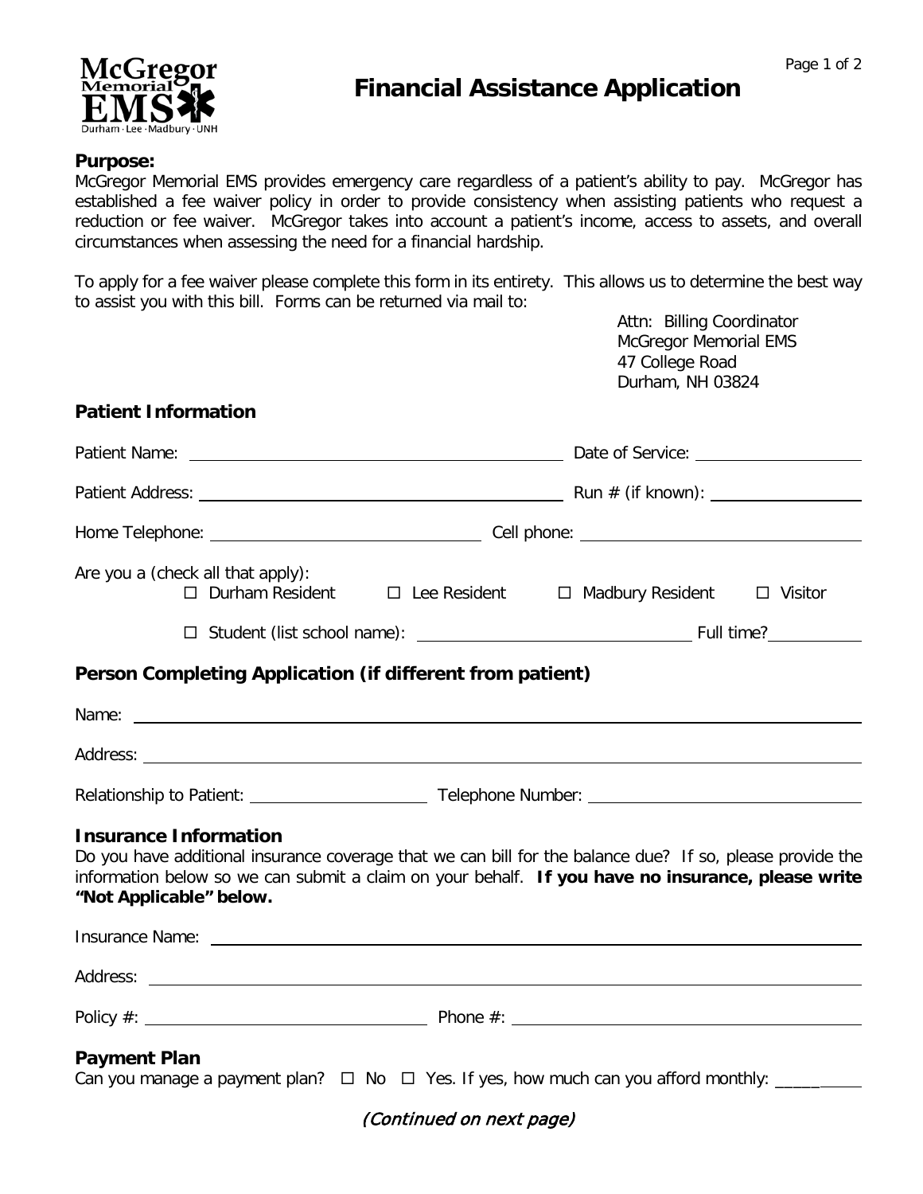# Financial Assistance Application

**Purpose:**
McGregor Memorial EMS provides emergency care regardless of a patient's ability to pay. McGregor has established a fee waiver policy in order to provide consistency when assisting patients who request a reduction or fee waiver. McGregor takes into account a patient's income, access to assets, and overall circumstances when assessing the need for a financial hardship.

To apply for a fee waiver please complete this form in its entirety. This allows us to determine the best way to assist you with this bill. Forms can be returned via mail to:

Attn: Billing Coordinator
McGregor Memorial EMS
47 College Road
Durham, NH 03824

## Patient Information

Patient Name: ______________________ Date of Service: ______________

Patient Address: ______________________ Run # (if known): ______________

Home Telephone: ______________________ Cell phone: ______________________

Are you a (check all that apply):
☐ Durham Resident ☐ Lee Resident ☐ Madbury Resident ☐ Visitor

☐ Student (list school name): ______________________ Full time? ________

## Person Completing Application (if different from patient)

Name: ______________________________________________

Address: ______________________________________________

Relationship to Patient: ______________ Telephone Number: ______________________

## Insurance Information

Do you have additional insurance coverage that we can bill for the balance due? If so, please provide the information below so we can submit a claim on your behalf. **If you have no insurance, please write "Not Applicable" below.**

Insurance Name: ______________________________________________

Address: ______________________________________________

Policy #: ______________________ Phone #: ______________________

## Payment Plan

Can you manage a payment plan? ☐ No ☐ Yes. If yes, how much can you afford monthly: __________

*(Continued on next page)*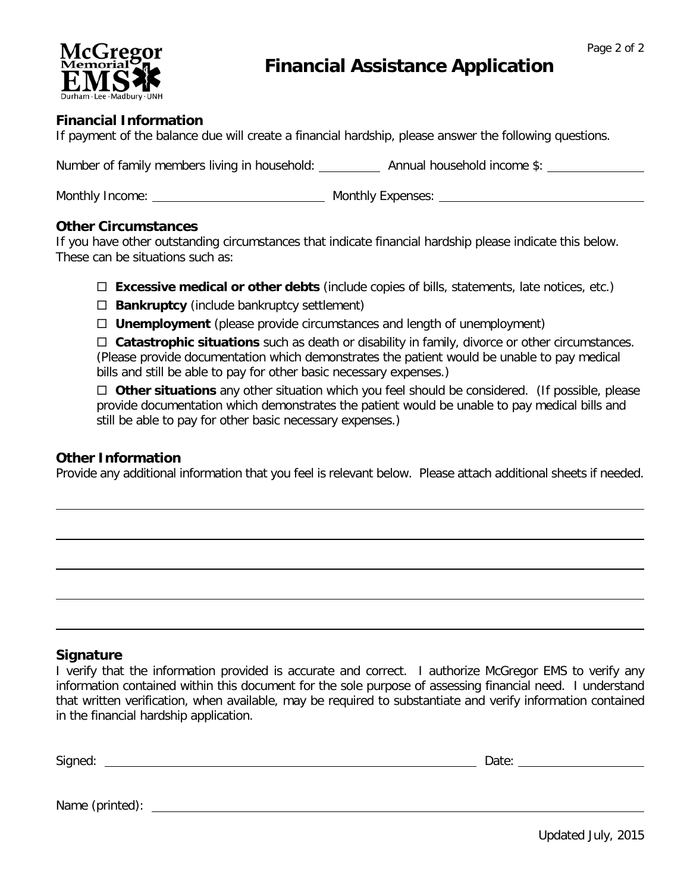# Financial Assistance Application

## Financial Information

If payment of the balance due will create a financial hardship, please answer the following questions.

Number of family members living in household: __________ Annual household income $: ______________

Monthly Income: ___________________________ Monthly Expenses: ________________________________

## Other Circumstances

If you have other outstanding circumstances that indicate financial hardship please indicate this below. These can be situations such as:

- ☐ **Excessive medical or other debts** (include copies of bills, statements, late notices, etc.)
- ☐ **Bankruptcy** (include bankruptcy settlement)
- ☐ **Unemployment** (please provide circumstances and length of unemployment)
- ☐ **Catastrophic situations** such as death or disability in family, divorce or other circumstances. (Please provide documentation which demonstrates the patient would be unable to pay medical bills and still be able to pay for other basic necessary expenses.)
- ☐ **Other situations** any other situation which you feel should be considered. (If possible, please provide documentation which demonstrates the patient would be unable to pay medical bills and still be able to pay for other basic necessary expenses.)

## Other Information

Provide any additional information that you feel is relevant below. Please attach additional sheets if needed.

______________________________________________________________________________

______________________________________________________________________________

______________________________________________________________________________

______________________________________________________________________________

______________________________________________________________________________

## Signature

I verify that the information provided is accurate and correct. I authorize McGregor EMS to verify any information contained within this document for the sole purpose of assessing financial need. I understand that written verification, when available, may be required to substantiate and verify information contained in the financial hardship application.

Signed: ____________________________________________________ Date: ____________________

Name (printed): ______________________________________________________________________

Updated July, 2015